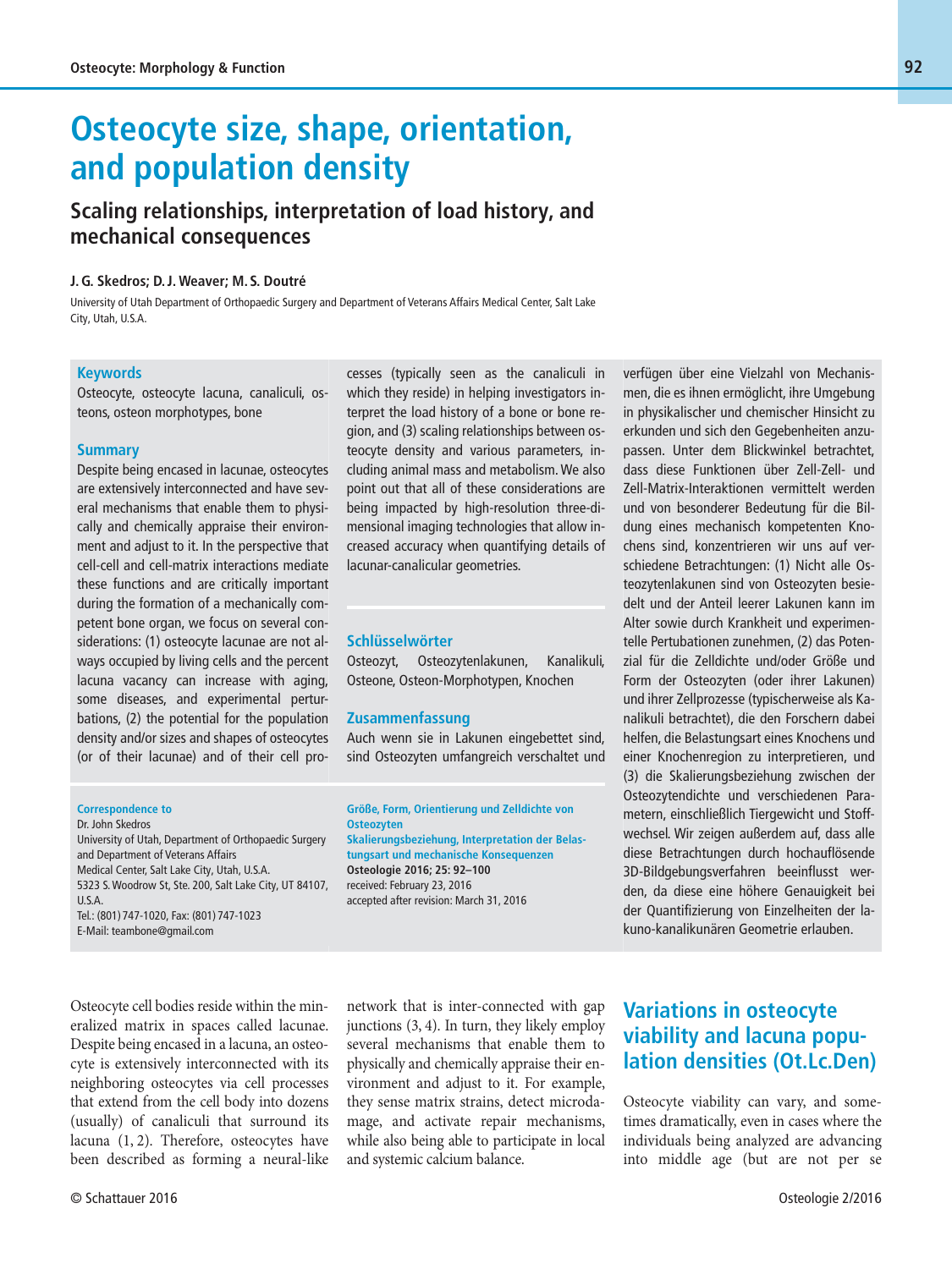# Osteocyte size, shape, orientation, and population density

## Scaling relationships, interpretation of load history, and mechanical consequences

**J. G. Skedros; D. J. Weaver; M. S. Doutré**

University of Utah Department of Orthopaedic Surgery and Department of Veterans Affairs Medical Center, Salt Lake City, Utah, U.S.A.

### Keywords

Osteocyte, osteocyte lacuna, canaliculi, osteons, osteon morphotypes, bone

### Summary

Despite being encased in lacunae, osteocytes are extensively interconnected and have several mechanisms that enable them to physically and chemically appraise their environment and adjust to it. In the perspective that cell-cell and cell-matrix interactions mediate these functions and are critically important during the formation of a mechanically competent bone organ, we focus on several considerations: (1) osteocyte lacunae are not always occupied by living cells and the percent lacuna vacancy can increase with aging, some diseases, and experimental perturbations, (2) the potential for the population density and/or sizes and shapes of osteocytes (or of their lacunae) and of their cell processes (typically seen as the canaliculi in which they reside) in helping investigators interpret the load history of a bone or bone region, and (3) scaling relationships between osteocyte density and various parameters, including animal mass and metabolism. We also point out that all of these considerations are being impacted by high-resolution three-dimensional imaging technologies that allow increased accuracy when quantifying details of lacunar-canalicular geometries.

### Schlüsselwörter

Osteozyt, Osteozytenlakunen, Kanalikuli, Osteone, Osteon-Morphotypen, Knochen

### Zusammenfassung

Auch wenn sie in Lakunen eingebettet sind, sind Osteozyten umfangreich verschaltet und verfügen über eine Vielzahl von Mechanismen, die es ihnen ermöglicht, ihre Umgebung in physikalischer und chemischer Hinsicht zu erkunden und sich den Gegebenheiten anzupassen. Unter dem Blickwinkel betrachtet, dass diese Funktionen über Zell-Zell- und Zell-Matrix-Interaktionen vermittelt werden und von besonderer Bedeutung für die Bildung eines mechanisch kompetenten Knochens sind, konzentrieren wir uns auf verschiedene Betrachtungen: (1) Nicht alle Osteozytenlakunen sind von Osteozyten besiedelt und der Anteil leerer Lakunen kann im Alter sowie durch Krankheit und experimentelle Pertubationen zunehmen, (2) das Potenzial für die Zelldichte und/oder Größe und Form der Osteozyten (oder ihrer Lakunen) und ihrer Zellprozesse (typischerweise als Kanalikuli betrachtet), die den Forschern dabei helfen, die Belastungsart eines Knochens und einer Knochenregion zu interpretieren, und (3) die Skalierungsbeziehung zwischen der Osteozytendichte und verschiedenen Parametern, einschließlich Tiergewicht und Stoffwechsel. Wir zeigen außerdem auf, dass alle diese Betrachtungen durch hochauflösende 3D-Bildgebungsverfahren beeinflusst werden, da diese eine höhere Genauigkeit bei der Quantifizierung von Einzelheiten der lakuno-kanalikunären Geometrie erlauben.

**Correspondence to**
Dr. John Skedros
University of Utah, Department of Orthopaedic Surgery and Department of Veterans Affairs Medical Center, Salt Lake City, Utah, U.S.A.
5323 S. Woodrow St, Ste. 200, Salt Lake City, UT 84107, U.S.A.
Tel.: (801) 747-1020, Fax: (801) 747-1023
E-Mail: teambone@gmail.com

**Größe, Form, Orientierung und Zelldichte von Osteozyten**
**Skalierungsbeziehung, Interpretation der Belastungsart und mechanische Konsequenzen**
**Osteologie 2016; 25: 92–100**
received: February 23, 2016
accepted after revision: March 31, 2016

Osteocyte cell bodies reside within the mineralized matrix in spaces called lacunae. Despite being encased in a lacuna, an osteocyte is extensively interconnected with its neighboring osteocytes via cell processes that extend from the cell body into dozens (usually) of canaliculi that surround its lacuna (1, 2). Therefore, osteocytes have been described as forming a neural-like network that is inter-connected with gap junctions (3, 4). In turn, they likely employ several mechanisms that enable them to physically and chemically appraise their environment and adjust to it. For example, they sense matrix strains, detect microdamage, and activate repair mechanisms, while also being able to participate in local and systemic calcium balance.

## Variations in osteocyte viability and lacuna population densities (Ot.Lc.Den)

Osteocyte viability can vary, and sometimes dramatically, even in cases where the individuals being analyzed are advancing into middle age (but are not per se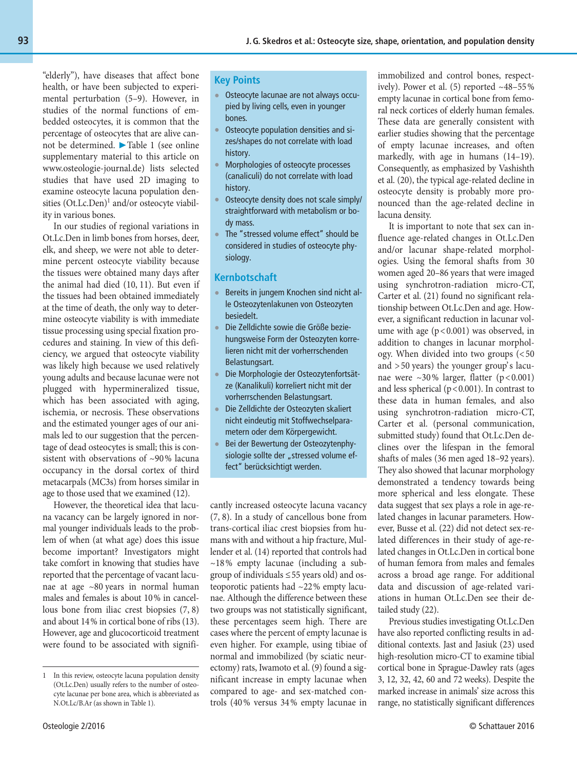"elderly"), have diseases that affect bone health, or have been subjected to experimental perturbation (5–9). However, in studies of the normal functions of embedded osteocytes, it is common that the percentage of osteocytes that are alive cannot be determined. ►Table 1 (see online supplementary material to this article on www.osteologie-journal.de) lists selected studies that have used 2D imaging to examine osteocyte lacuna population densities (Ot.Lc.Den)[1] and/or osteocyte viability in various bones.

In our studies of regional variations in Ot.Lc.Den in limb bones from horses, deer, elk, and sheep, we were not able to determine percent osteocyte viability because the tissues were obtained many days after the animal had died (10, 11). But even if the tissues had been obtained immediately at the time of death, the only way to determine osteocyte viability is with immediate tissue processing using special fixation procedures and staining. In view of this deficiency, we argued that osteocyte viability was likely high because we used relatively young adults and because lacunae were not plugged with hypermineralized tissue, which has been associated with aging, ischemia, or necrosis. These observations and the estimated younger ages of our animals led to our suggestion that the percentage of dead osteocytes is small; this is consistent with observations of ~90 % lacuna occupancy in the dorsal cortex of third metacarpals (MC3s) from horses similar in age to those used that we examined (12).

However, the theoretical idea that lacuna vacancy can be largely ignored in normal younger individuals leads to the problem of when (at what age) does this issue become important? Investigators might take comfort in knowing that studies have reported that the percentage of vacant lacunae at age ~80 years in normal human males and females is about 10 % in cancellous bone from iliac crest biopsies (7, 8) and about 14 % in cortical bone of ribs (13). However, age and glucocorticoid treatment were found to be associated with significantly increased osteocyte lacuna vacancy (7, 8). In a study of cancellous bone from trans-cortical iliac crest biopsies from humans with and without a hip fracture, Mullender et al. (14) reported that controls had ~18 % empty lacunae (including a subgroup of individuals ≤ 55 years old) and osteoporotic patients had ~22 % empty lacunae. Although the difference between these two groups was not statistically significant, these percentages seem high. There are cases where the percent of empty lacunae is even higher. For example, using tibiae of normal and immobilized (by sciatic neurectomy) rats, Iwamoto et al. (9) found a significant increase in empty lacunae when compared to age- and sex-matched controls (40 % versus 34 % empty lacunae in immobilized and control bones, respectively). Power et al. (5) reported ~48–55 % empty lacunae in cortical bone from femoral neck cortices of elderly human females. These data are generally consistent with earlier studies showing that the percentage of empty lacunae increases, and often markedly, with age in humans (14–19). Consequently, as emphasized by Vashishth et al. (20), the typical age-related decline in osteocyte density is probably more pronounced than the age-related decline in lacuna density.

It is important to note that sex can influence age-related changes in Ot.Lc.Den and/or lacunar shape-related morphologies. Using the femoral shafts from 30 women aged 20–86 years that were imaged using synchrotron-radiation micro-CT, Carter et al. (21) found no significant relationship between Ot.Lc.Den and age. However, a significant reduction in lacunar volume with age ($p < 0.001$) was observed, in addition to changes in lacunar morphology. When divided into two groups (< 50 and > 50 years) the younger group's lacunae were ~30 % larger, flatter ($p < 0.001$) and less spherical ($p < 0.001$). In contrast to these data in human females, and also using synchrotron-radiation micro-CT, Carter et al. (personal communication, submitted study) found that Ot.Lc.Den declines over the lifespan in the femoral shafts of males (36 men aged 18–92 years). They also showed that lacunar morphology demonstrated a tendency towards being more spherical and less elongate. These data suggest that sex plays a role in age-related changes in lacunar parameters. However, Busse et al. (22) did not detect sex-related differences in their study of age-related changes in Ot.Lc.Den in cortical bone of human femora from males and females across a broad age range. For additional data and discussion of age-related variations in human Ot.Lc.Den see their detailed study (22).

Previous studies investigating Ot.Lc.Den have also reported conflicting results in additional contexts. Jast and Jasiuk (23) used high-resolution micro-CT to examine tibial cortical bone in Sprague-Dawley rats (ages 3, 12, 32, 42, 60 and 72 weeks). Despite the marked increase in animals' size across this range, no statistically significant differences

## Key Points

- Osteocyte lacunae are not always occupied by living cells, even in younger bones.
- Osteocyte population densities and sizes/shapes do not correlate with load history.
- Morphologies of osteocyte processes (canaliculi) do not correlate with load history.
- Osteocyte density does not scale simply/straightforward with metabolism or body mass.
- The "stressed volume effect" should be considered in studies of osteocyte physiology.

## Kernbotschaft

- Bereits in jungem Knochen sind nicht alle Osteozytenlakunen von Osteozyten besiedelt.
- Die Zelldichte sowie die Größe beziehungsweise Form der Osteozyten korrelieren nicht mit der vorherrschenden Belastungsart.
- Die Morphologie der Osteozytenfortsätze (Kanalikuli) korreliert nicht mit der vorherrschenden Belastungsart.
- Die Zelldichte der Osteozyten skaliert nicht eindeutig mit Stoffwechselparametern oder dem Körpergewicht.
- Bei der Bewertung der Osteozytenphysiologie sollte der „stressed volume effect" berücksichtigt werden.

---

[1] In this review, osteocyte lacuna population density (Ot.Lc.Den) usually refers to the number of osteocyte lacunae per bone area, which is abbreviated as N.Ot.Lc/B.Ar (as shown in Table 1).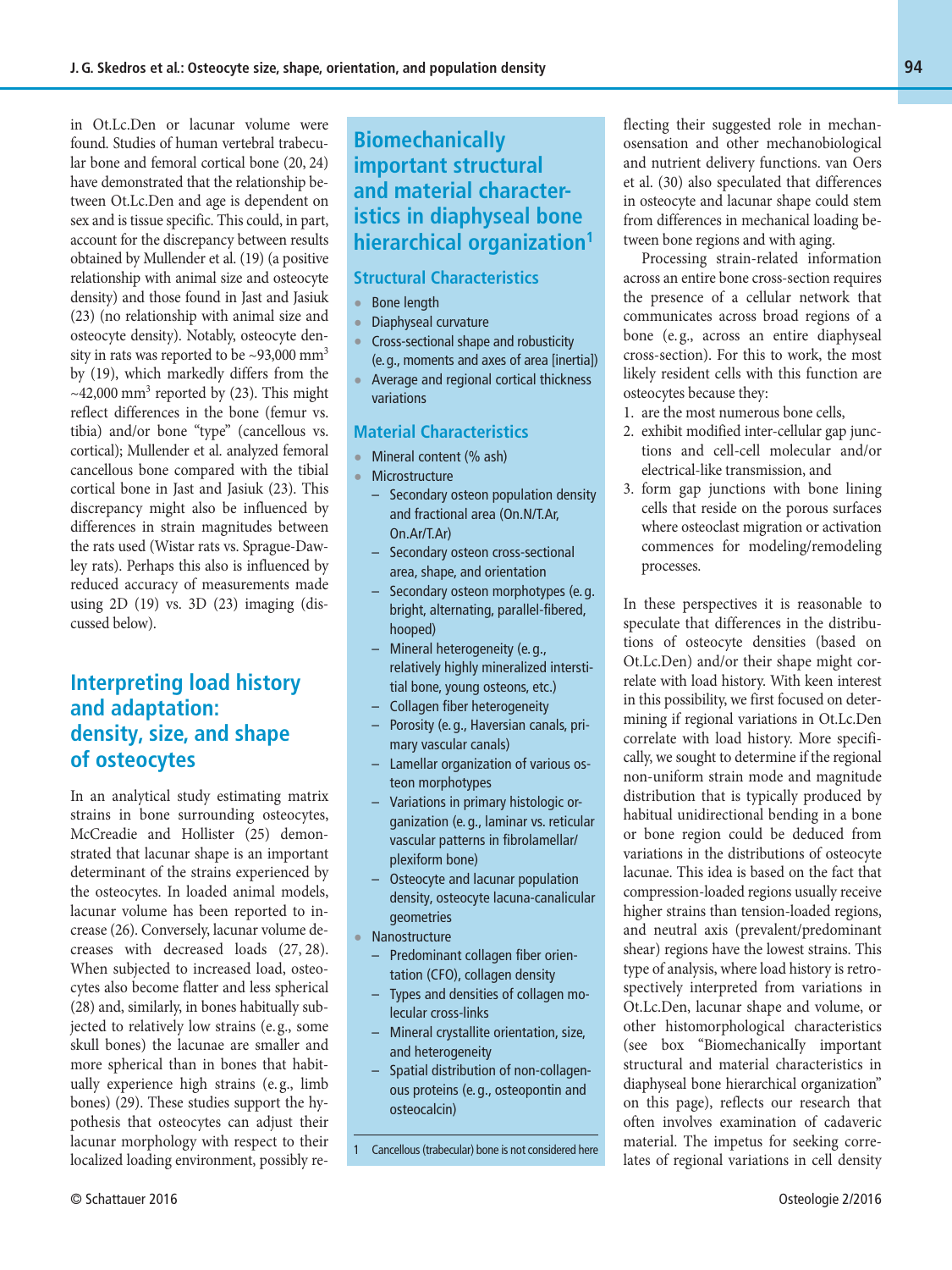in Ot.Lc.Den or lacunar volume were found. Studies of human vertebral trabecular bone and femoral cortical bone (20, 24) have demonstrated that the relationship between Ot.Lc.Den and age is dependent on sex and is tissue specific. This could, in part, account for the discrepancy between results obtained by Mullender et al. (19) (a positive relationship with animal size and osteocyte density) and those found in Jast and Jasiuk (23) (no relationship with animal size and osteocyte density). Notably, osteocyte density in rats was reported to be ~93,000 $mm^3$ by (19), which markedly differs from the ~42,000 $mm^3$ reported by (23). This might reflect differences in the bone (femur vs. tibia) and/or bone "type" (cancellous vs. cortical); Mullender et al. analyzed femoral cancellous bone compared with the tibial cortical bone in Jast and Jasiuk (23). This discrepancy might also be influenced by differences in strain magnitudes between the rats used (Wistar rats vs. Sprague-Dawley rats). Perhaps this also is influenced by reduced accuracy of measurements made using 2D (19) vs. 3D (23) imaging (discussed below).

## Biomechanically important structural and material characteristics in diaphyseal bone hierarchical organization[1]

### Structural Characteristics

- Bone length
- Diaphyseal curvature
- Cross-sectional shape and robusticity (e.g., moments and axes of area [inertia])
- Average and regional cortical thickness variations

### Material Characteristics

- Mineral content (% ash)
- Microstructure
  - Secondary osteon population density and fractional area (On.N/T.Ar, On.Ar/T.Ar)
  - Secondary osteon cross-sectional area, shape, and orientation
  - Secondary osteon morphotypes (e.g. bright, alternating, parallel-fibered, hooped)
  - Mineral heterogeneity (e.g., relatively highly mineralized interstitial bone, young osteons, etc.)
  - Collagen fiber heterogeneity
  - Porosity (e.g., Haversian canals, primary vascular canals)
  - Lamellar organization of various osteon morphotypes
  - Variations in primary histologic organization (e.g., laminar vs. reticular vascular patterns in fibrolamellar/plexiform bone)
  - Osteocyte and lacunar population density, osteocyte lacuna-canalicular geometries
- Nanostructure
  - Predominant collagen fiber orientation (CFO), collagen density
  - Types and densities of collagen molecular cross-links
  - Mineral crystallite orientation, size, and heterogeneity
  - Spatial distribution of non-collagenous proteins (e.g., osteopontin and osteocalcin)

1 Cancellous (trabecular) bone is not considered here

## Interpreting load history and adaptation: density, size, and shape of osteocytes

In an analytical study estimating matrix strains in bone surrounding osteocytes, McCreadie and Hollister (25) demonstrated that lacunar shape is an important determinant of the strains experienced by the osteocytes. In loaded animal models, lacunar volume has been reported to increase (26). Conversely, lacunar volume decreases with decreased loads (27, 28). When subjected to increased load, osteocytes also become flatter and less spherical (28) and, similarly, in bones habitually subjected to relatively low strains (e.g., some skull bones) the lacunae are smaller and more spherical than in bones that habitually experience high strains (e.g., limb bones) (29). These studies support the hypothesis that osteocytes can adjust their lacunar morphology with respect to their localized loading environment, possibly reflecting their suggested role in mechanosensation and other mechanobiological and nutrient delivery functions. van Oers et al. (30) also speculated that differences in osteocyte and lacunar shape could stem from differences in mechanical loading between bone regions and with aging.

Processing strain-related information across an entire bone cross-section requires the presence of a cellular network that communicates across broad regions of a bone (e.g., across an entire diaphyseal cross-section). For this to work, the most likely resident cells with this function are osteocytes because they:

1. are the most numerous bone cells,
2. exhibit modified inter-cellular gap junctions and cell-cell molecular and/or electrical-like transmission, and
3. form gap junctions with bone lining cells that reside on the porous surfaces where osteoclast migration or activation commences for modeling/remodeling processes.

In these perspectives it is reasonable to speculate that differences in the distributions of osteocyte densities (based on Ot.Lc.Den) and/or their shape might correlate with load history. With keen interest in this possibility, we first focused on determining if regional variations in Ot.Lc.Den correlate with load history. More specifically, we sought to determine if the regional non-uniform strain mode and magnitude distribution that is typically produced by habitual unidirectional bending in a bone or bone region could be deduced from variations in the distributions of osteocyte lacunae. This idea is based on the fact that compression-loaded regions usually receive higher strains than tension-loaded regions, and neutral axis (prevalent/predominant shear) regions have the lowest strains. This type of analysis, where load history is retrospectively interpreted from variations in Ot.Lc.Den, lacunar shape and volume, or other histomorphological characteristics (see box "Biomechanically important structural and material characteristics in diaphyseal bone hierarchical organization" on this page), reflects our research that often involves examination of cadaveric material. The impetus for seeking correlates of regional variations in cell density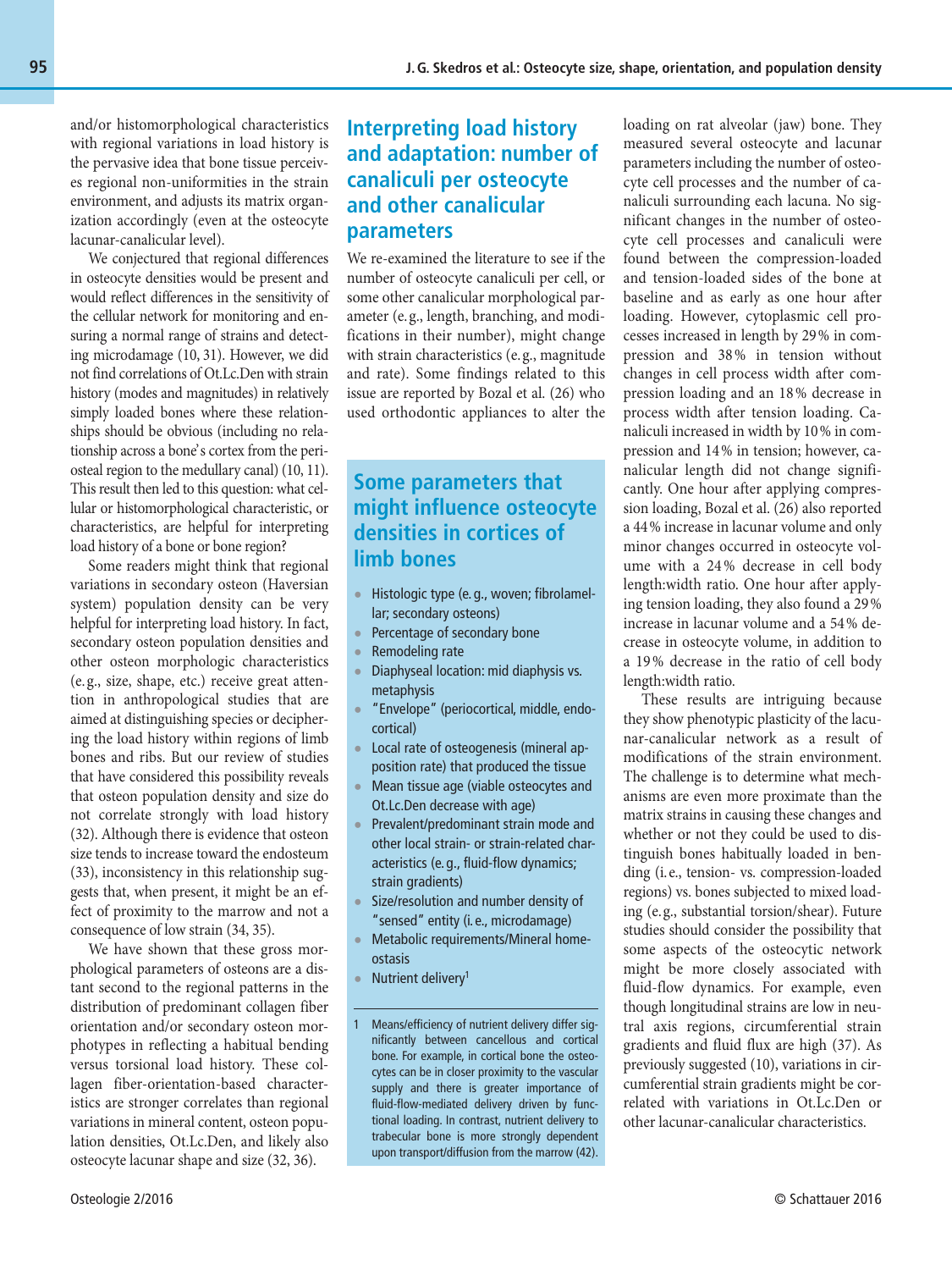and/or histomorphological characteristics with regional variations in load history is the pervasive idea that bone tissue perceives regional non-uniformities in the strain environment, and adjusts its matrix organization accordingly (even at the osteocyte lacunar-canalicular level).

We conjectured that regional differences in osteocyte densities would be present and would reflect differences in the sensitivity of the cellular network for monitoring and ensuring a normal range of strains and detecting microdamage (10, 31). However, we did not find correlations of Ot.Lc.Den with strain history (modes and magnitudes) in relatively simply loaded bones where these relationships should be obvious (including no relationship across a bone's cortex from the periosteal region to the medullary canal) (10, 11). This result then led to this question: what cellular or histomorphological characteristic, or characteristics, are helpful for interpreting load history of a bone or bone region?

Some readers might think that regional variations in secondary osteon (Haversian system) population density can be very helpful for interpreting load history. In fact, secondary osteon population densities and other osteon morphologic characteristics (e.g., size, shape, etc.) receive great attention in anthropological studies that are aimed at distinguishing species or deciphering the load history within regions of limb bones and ribs. But our review of studies that have considered this possibility reveals that osteon population density and size do not correlate strongly with load history (32). Although there is evidence that osteon size tends to increase toward the endosteum (33), inconsistency in this relationship suggests that, when present, it might be an effect of proximity to the marrow and not a consequence of low strain (34, 35).

We have shown that these gross morphological parameters of osteons are a distant second to the regional patterns in the distribution of predominant collagen fiber orientation and/or secondary osteon morphotypes in reflecting a habitual bending versus torsional load history. These collagen fiber-orientation-based characteristics are stronger correlates than regional variations in mineral content, osteon population densities, Ot.Lc.Den, and likely also osteocyte lacunar shape and size (32, 36).

## Interpreting load history and adaptation: number of canaliculi per osteocyte and other canalicular parameters

We re-examined the literature to see if the number of osteocyte canaliculi per cell, or some other canalicular morphological parameter (e.g., length, branching, and modifications in their number), might change with strain characteristics (e.g., magnitude and rate). Some findings related to this issue are reported by Bozal et al. (26) who used orthodontic appliances to alter the loading on rat alveolar (jaw) bone. They measured several osteocyte and lacunar parameters including the number of osteocyte cell processes and the number of canaliculi surrounding each lacuna. No significant changes in the number of osteocyte cell processes and canaliculi were found between the compression-loaded and tension-loaded sides of the bone at baseline and as early as one hour after loading. However, cytoplasmic cell processes increased in length by 29% in compression and 38% in tension without changes in cell process width after compression loading and an 18% decrease in process width after tension loading. Canaliculi increased in width by 10% in compression and 14% in tension; however, canalicular length did not change significantly. One hour after applying compression loading, Bozal et al. (26) also reported a 44% increase in lacunar volume and only minor changes occurred in osteocyte volume with a 24% decrease in cell body length:width ratio. One hour after applying tension loading, they also found a 29% increase in lacunar volume and a 54% decrease in osteocyte volume, in addition to a 19% decrease in the ratio of cell body length:width ratio.

These results are intriguing because they show phenotypic plasticity of the lacunar-canalicular network as a result of modifications of the strain environment. The challenge is to determine what mechanisms are even more proximate than the matrix strains in causing these changes and whether or not they could be used to distinguish bones habitually loaded in bending (i.e., tension- vs. compression-loaded regions) vs. bones subjected to mixed loading (e.g., substantial torsion/shear). Future studies should consider the possibility that some aspects of the osteocytic network might be more closely associated with fluid-flow dynamics. For example, even though longitudinal strains are low in neutral axis regions, circumferential strain gradients and fluid flux are high (37). As previously suggested (10), variations in circumferential strain gradients might be correlated with variations in Ot.Lc.Den or other lacunar-canalicular characteristics.

## Some parameters that might influence osteocyte densities in cortices of limb bones

- Histologic type (e.g., woven; fibrolamellar; secondary osteons)
- Percentage of secondary bone
- Remodeling rate
- Diaphyseal location: mid diaphysis vs. metaphysis
- "Envelope" (periocortical, middle, endocortical)
- Local rate of osteogenesis (mineral apposition rate) that produced the tissue
- Mean tissue age (viable osteocytes and Ot.Lc.Den decrease with age)
- Prevalent/predominant strain mode and other local strain- or strain-related characteristics (e.g., fluid-flow dynamics; strain gradients)
- Size/resolution and number density of "sensed" entity (i.e., microdamage)
- Metabolic requirements/Mineral homeostasis
- Nutrient delivery[1]

[1] Means/efficiency of nutrient delivery differ significantly between cancellous and cortical bone. For example, in cortical bone the osteocytes can be in closer proximity to the vascular supply and there is greater importance of fluid-flow-mediated delivery driven by functional loading. In contrast, nutrient delivery to trabecular bone is more strongly dependent upon transport/diffusion from the marrow (42).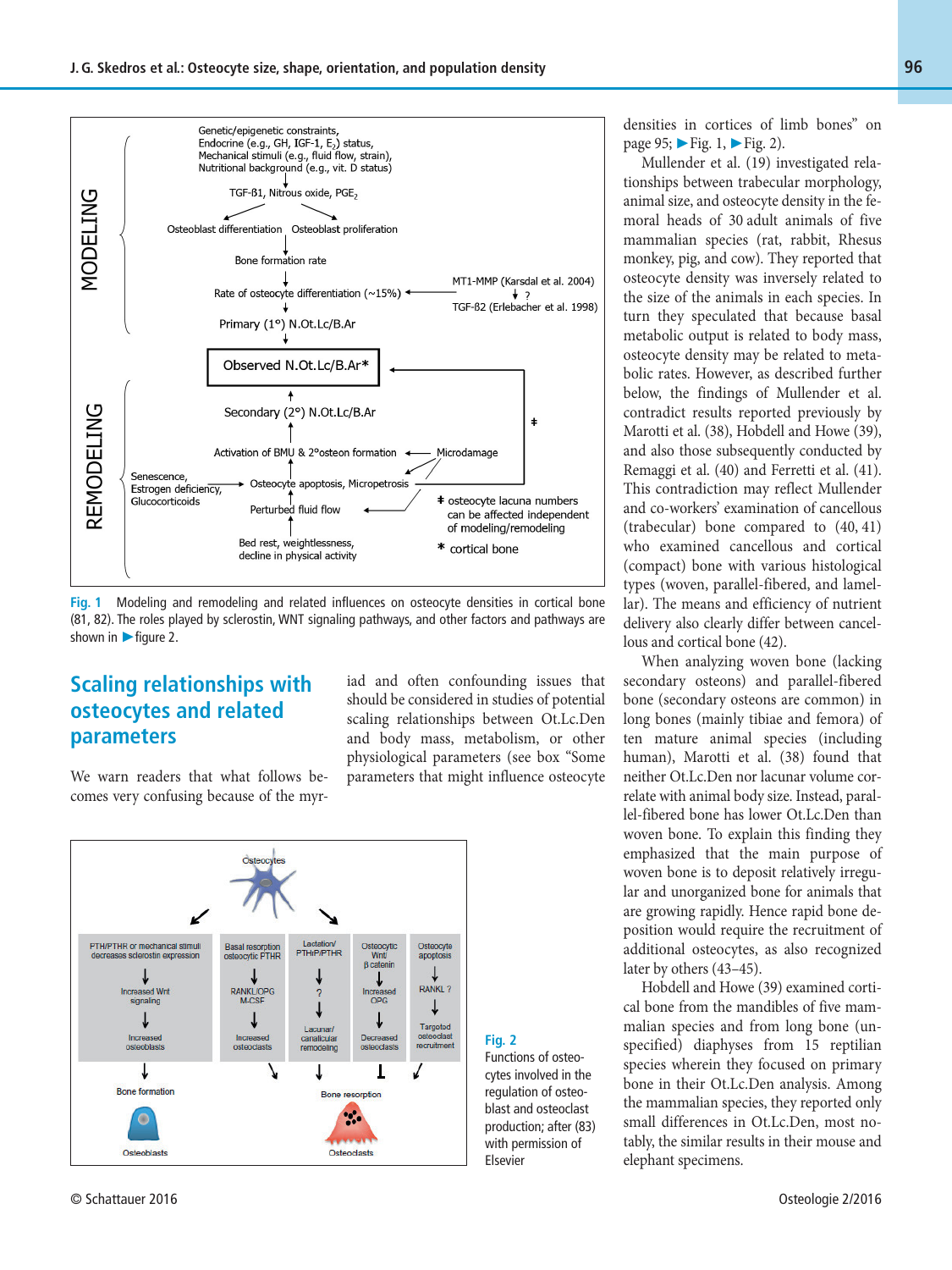Fig. 1 Modeling and remodeling and related influences on osteocyte densities in cortical bone (81, 82). The roles played by sclerostin, WNT signaling pathways, and other factors and pathways are shown in ►figure 2.

## Scaling relationships with osteocytes and related parameters

We warn readers that what follows becomes very confusing because of the myriad and often confounding issues that should be considered in studies of potential scaling relationships between Ot.Lc.Den and body mass, metabolism, or other physiological parameters (see box "Some parameters that might influence osteocyte densities in cortices of limb bones" on page 95; ►Fig. 1, ►Fig. 2).

Mullender et al. (19) investigated relationships between trabecular morphology, animal size, and osteocyte density in the femoral heads of 30 adult animals of five mammalian species (rat, rabbit, Rhesus monkey, pig, and cow). They reported that osteocyte density was inversely related to the size of the animals in each species. In turn they speculated that because basal metabolic output is related to body mass, osteocyte density may be related to metabolic rates. However, as described further below, the findings of Mullender et al. contradict results reported previously by Marotti et al. (38), Hobdell and Howe (39), and also those subsequently conducted by Remaggi et al. (40) and Ferretti et al. (41). This contradiction may reflect Mullender and co-workers' examination of cancellous (trabecular) bone compared to (40, 41) who examined cancellous and cortical (compact) bone with various histological types (woven, parallel-fibered, and lamellar). The means and efficiency of nutrient delivery also clearly differ between cancellous and cortical bone (42).

When analyzing woven bone (lacking secondary osteons) and parallel-fibered bone (secondary osteons are common) in long bones (mainly tibiae and femora) of ten mature animal species (including human), Marotti et al. (38) found that neither Ot.Lc.Den nor lacunar volume correlate with animal body size. Instead, parallel-fibered bone has lower Ot.Lc.Den than woven bone. To explain this finding they emphasized that the main purpose of woven bone is to deposit relatively irregular and unorganized bone for animals that are growing rapidly. Hence rapid bone deposition would require the recruitment of additional osteocytes, as also recognized later by others (43–45).

Hobdell and Howe (39) examined cortical bone from the mandibles of five mammalian species and from long bone (unspecified) diaphyses from 15 reptilian species wherein they focused on primary bone in their Ot.Lc.Den analysis. Among the mammalian species, they reported only small differences in Ot.Lc.Den, most notably, the similar results in their mouse and elephant specimens.

Fig. 2 Functions of osteocytes involved in the regulation of osteoblast and osteoclast production; after (83) with permission of Elsevier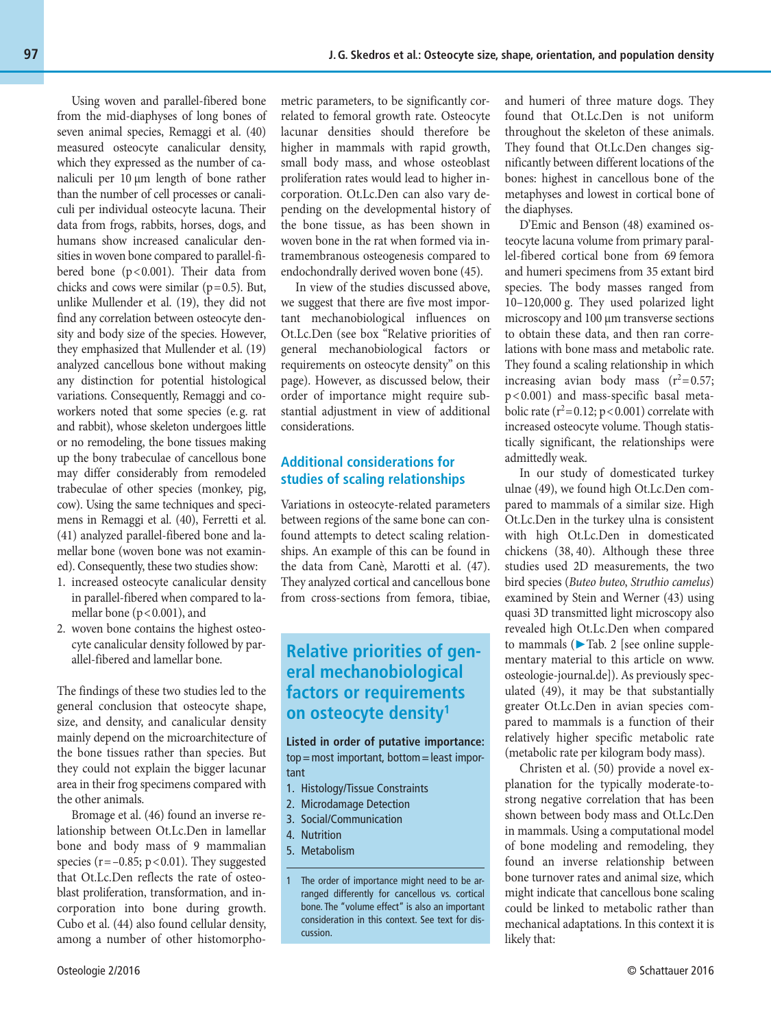Using woven and parallel-fibered bone from the mid-diaphyses of long bones of seven animal species, Remaggi et al. (40) measured osteocyte canalicular density, which they expressed as the number of canaliculi per 10 µm length of bone rather than the number of cell processes or canaliculi per individual osteocyte lacuna. Their data from frogs, rabbits, horses, dogs, and humans show increased canalicular densities in woven bone compared to parallel-fibered bone ($p<0.001$). Their data from chicks and cows were similar ($p=0.5$). But, unlike Mullender et al. (19), they did not find any correlation between osteocyte density and body size of the species. However, they emphasized that Mullender et al. (19) analyzed cancellous bone without making any distinction for potential histological variations. Consequently, Remaggi and coworkers noted that some species (e. g. rat and rabbit), whose skeleton undergoes little or no remodeling, the bone tissues making up the bony trabeculae of cancellous bone may differ considerably from remodeled trabeculae of other species (monkey, pig, cow). Using the same techniques and specimens in Remaggi et al. (40), Ferretti et al. (41) analyzed parallel-fibered bone and lamellar bone (woven bone was not examined). Consequently, these two studies show:

1. increased osteocyte canalicular density in parallel-fibered when compared to lamellar bone ($p<0.001$), and
2. woven bone contains the highest osteocyte canalicular density followed by parallel-fibered and lamellar bone.

The findings of these two studies led to the general conclusion that osteocyte shape, size, and density, and canalicular density mainly depend on the microarchitecture of the bone tissues rather than species. But they could not explain the bigger lacunar area in their frog specimens compared with the other animals.

Bromage et al. (46) found an inverse relationship between Ot.Lc.Den in lamellar bone and body mass of 9 mammalian species ($r=-0.85$; $p<0.01$). They suggested that Ot.Lc.Den reflects the rate of osteoblast proliferation, transformation, and incorporation into bone during growth. Cubo et al. (44) also found cellular density, among a number of other histomorphometric parameters, to be significantly correlated to femoral growth rate. Osteocyte lacunar densities should therefore be higher in mammals with rapid growth, small body mass, and whose osteoblast proliferation rates would lead to higher incorporation. Ot.Lc.Den can also vary depending on the developmental history of the bone tissue, as has been shown in woven bone in the rat when formed via intramembranous osteogenesis compared to endochondrally derived woven bone (45).

In view of the studies discussed above, we suggest that there are five most important mechanobiological influences on Ot.Lc.Den (see box "Relative priorities of general mechanobiological factors or requirements on osteocyte density" on this page). However, as discussed below, their order of importance might require substantial adjustment in view of additional considerations.

## Additional considerations for studies of scaling relationships

Variations in osteocyte-related parameters between regions of the same bone can confound attempts to detect scaling relationships. An example of this can be found in the data from Canè, Marotti et al. (47). They analyzed cortical and cancellous bone from cross-sections from femora, tibiae, and humeri of three mature dogs. They found that Ot.Lc.Den is not uniform throughout the skeleton of these animals. They found that Ot.Lc.Den changes significantly between different locations of the bones: highest in cancellous bone of the metaphyses and lowest in cortical bone of the diaphyses.

D'Emic and Benson (48) examined osteocyte lacuna volume from primary parallel-fibered cortical bone from 69 femora and humeri specimens from 35 extant bird species. The body masses ranged from 10–120,000 g. They used polarized light microscopy and 100 µm transverse sections to obtain these data, and then ran correlations with bone mass and metabolic rate. They found a scaling relationship in which increasing avian body mass ($r^2=0.57$; $p<0.001$) and mass-specific basal metabolic rate ($r^2=0.12$; $p<0.001$) correlate with increased osteocyte volume. Though statistically significant, the relationships were admittedly weak.

In our study of domesticated turkey ulnae (49), we found high Ot.Lc.Den compared to mammals of a similar size. High Ot.Lc.Den in the turkey ulna is consistent with high Ot.Lc.Den in domesticated chickens (38, 40). Although these three studies used 2D measurements, the two bird species (*Buteo buteo*, *Struthio camelus*) examined by Stein and Werner (43) using quasi 3D transmitted light microscopy also revealed high Ot.Lc.Den when compared to mammals (►Tab. 2 [see online supplementary material to this article on www.osteologie-journal.de]). As previously speculated (49), it may be that substantially greater Ot.Lc.Den in avian species compared to mammals is a function of their relatively higher specific metabolic rate (metabolic rate per kilogram body mass).

Christen et al. (50) provide a novel explanation for the typically moderate-to-strong negative correlation that has been shown between body mass and Ot.Lc.Den in mammals. Using a computational model of bone modeling and remodeling, they found an inverse relationship between bone turnover rates and animal size, which might indicate that cancellous bone scaling could be linked to metabolic rather than mechanical adaptations. In this context it is likely that:

## Relative priorities of general mechanobiological factors or requirements on osteocyte density[1]

**Listed in order of putative importance:** top = most important, bottom = least important

1. Histology/Tissue Constraints
2. Microdamage Detection
3. Social/Communication
4. Nutrition
5. Metabolism

[1] The order of importance might need to be arranged differently for cancellous vs. cortical bone. The "volume effect" is also an important consideration in this context. See text for discussion.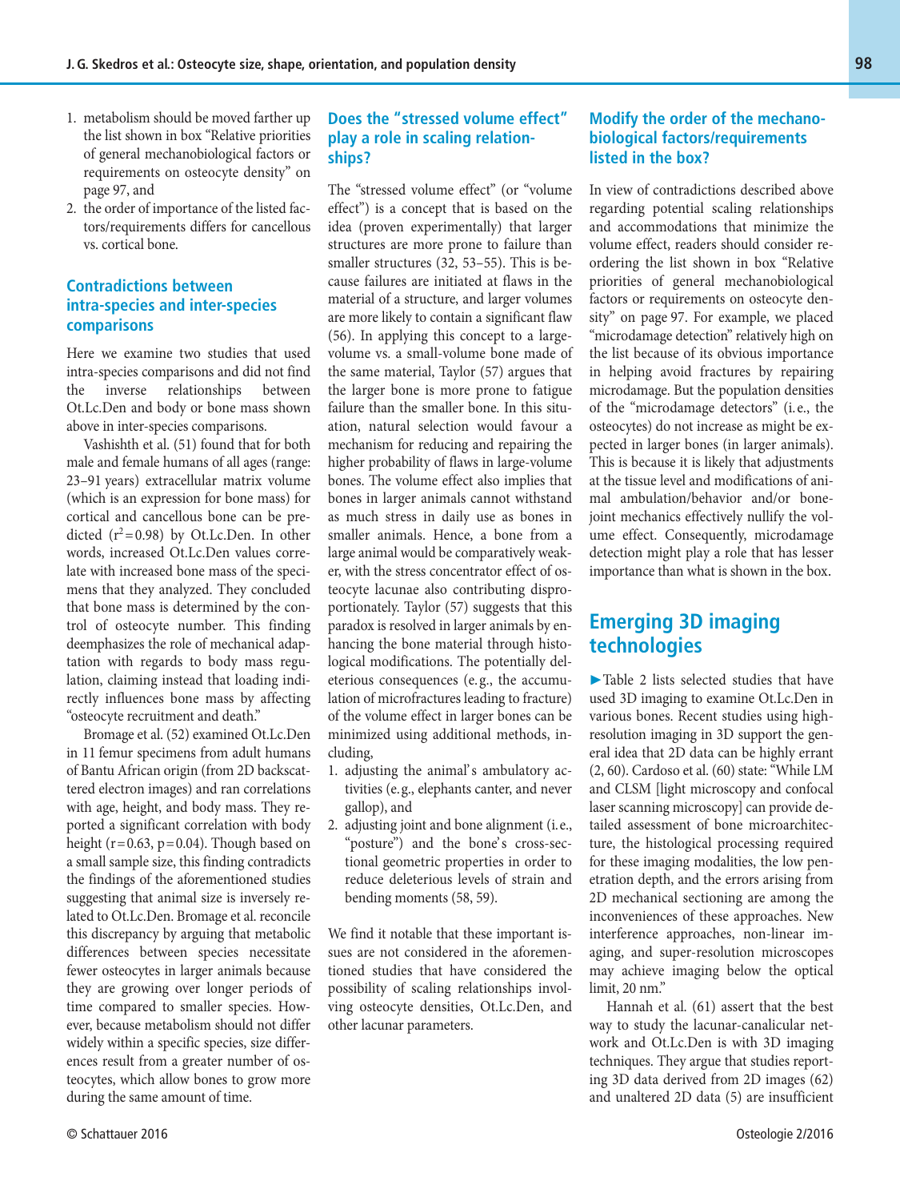1. metabolism should be moved farther up the list shown in box "Relative priorities of general mechanobiological factors or requirements on osteocyte density" on page 97, and
2. the order of importance of the listed factors/requirements differs for cancellous vs. cortical bone.

## Contradictions between intra-species and inter-species comparisons

Here we examine two studies that used intra-species comparisons and did not find the inverse relationships between Ot.Lc.Den and body or bone mass shown above in inter-species comparisons.

Vashishth et al. (51) found that for both male and female humans of all ages (range: 23–91 years) extracellular matrix volume (which is an expression for bone mass) for cortical and cancellous bone can be predicted ($r^2=0.98$) by Ot.Lc.Den. In other words, increased Ot.Lc.Den values correlate with increased bone mass of the specimens that they analyzed. They concluded that bone mass is determined by the control of osteocyte number. This finding deemphasizes the role of mechanical adaptation with regards to body mass regulation, claiming instead that loading indirectly influences bone mass by affecting "osteocyte recruitment and death."

Bromage et al. (52) examined Ot.Lc.Den in 11 femur specimens from adult humans of Bantu African origin (from 2D backscattered electron images) and ran correlations with age, height, and body mass. They reported a significant correlation with body height ($r=0.63$, $p=0.04$). Though based on a small sample size, this finding contradicts the findings of the aforementioned studies suggesting that animal size is inversely related to Ot.Lc.Den. Bromage et al. reconcile this discrepancy by arguing that metabolic differences between species necessitate fewer osteocytes in larger animals because they are growing over longer periods of time compared to smaller species. However, because metabolism should not differ widely within a specific species, size differences result from a greater number of osteocytes, which allow bones to grow more during the same amount of time.

## Does the "stressed volume effect" play a role in scaling relationships?

The "stressed volume effect" (or "volume effect") is a concept that is based on the idea (proven experimentally) that larger structures are more prone to failure than smaller structures (32, 53–55). This is because failures are initiated at flaws in the material of a structure, and larger volumes are more likely to contain a significant flaw (56). In applying this concept to a large-volume vs. a small-volume bone made of the same material, Taylor (57) argues that the larger bone is more prone to fatigue failure than the smaller bone. In this situation, natural selection would favour a mechanism for reducing and repairing the higher probability of flaws in large-volume bones. The volume effect also implies that bones in larger animals cannot withstand as much stress in daily use as bones in smaller animals. Hence, a bone from a large animal would be comparatively weaker, with the stress concentrator effect of osteocyte lacunae also contributing disproportionately. Taylor (57) suggests that this paradox is resolved in larger animals by enhancing the bone material through histological modifications. The potentially deleterious consequences (e.g., the accumulation of microfractures leading to fracture) of the volume effect in larger bones can be minimized using additional methods, including,

1. adjusting the animal's ambulatory activities (e.g., elephants canter, and never gallop), and
2. adjusting joint and bone alignment (i.e., "posture") and the bone's cross-sectional geometric properties in order to reduce deleterious levels of strain and bending moments (58, 59).

We find it notable that these important issues are not considered in the aforementioned studies that have considered the possibility of scaling relationships involving osteocyte densities, Ot.Lc.Den, and other lacunar parameters.

## Modify the order of the mechanobiological factors/requirements listed in the box?

In view of contradictions described above regarding potential scaling relationships and accommodations that minimize the volume effect, readers should consider reordering the list shown in box "Relative priorities of general mechanobiological factors or requirements on osteocyte density" on page 97. For example, we placed "microdamage detection" relatively high on the list because of its obvious importance in helping avoid fractures by repairing microdamage. But the population densities of the "microdamage detectors" (i.e., the osteocytes) do not increase as might be expected in larger bones (in larger animals). This is because it is likely that adjustments at the tissue level and modifications of animal ambulation/behavior and/or bone-joint mechanics effectively nullify the volume effect. Consequently, microdamage detection might play a role that has lesser importance than what is shown in the box.

# Emerging 3D imaging technologies

►Table 2 lists selected studies that have used 3D imaging to examine Ot.Lc.Den in various bones. Recent studies using high-resolution imaging in 3D support the general idea that 2D data can be highly errant (2, 60). Cardoso et al. (60) state: "While LM and CLSM [light microscopy and confocal laser scanning microscopy] can provide detailed assessment of bone microarchitecture, the histological processing required for these imaging modalities, the low penetration depth, and the errors arising from 2D mechanical sectioning are among the inconveniences of these approaches. New interference approaches, non-linear imaging, and super-resolution microscopes may achieve imaging below the optical limit, 20 nm."

Hannah et al. (61) assert that the best way to study the lacunar-canalicular network and Ot.Lc.Den is with 3D imaging techniques. They argue that studies reporting 3D data derived from 2D images (62) and unaltered 2D data (5) are insufficient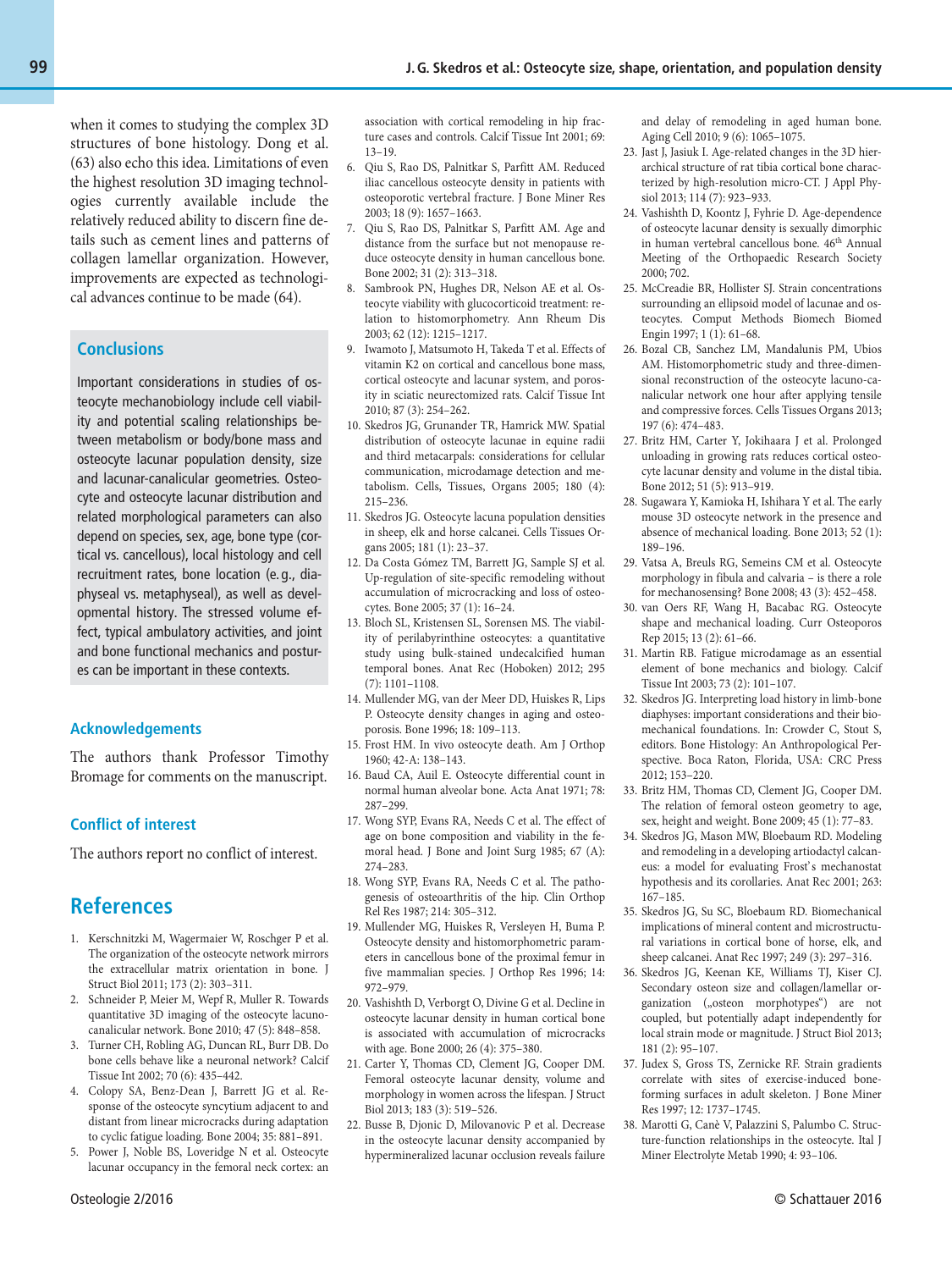when it comes to studying the complex 3D structures of bone histology. Dong et al. (63) also echo this idea. Limitations of even the highest resolution 3D imaging technologies currently available include the relatively reduced ability to discern fine details such as cement lines and patterns of collagen lamellar organization. However, improvements are expected as technological advances continue to be made (64).

## Conclusions

Important considerations in studies of osteocyte mechanobiology include cell viability and potential scaling relationships between metabolism or body/bone mass and osteocyte lacunar population density, size and lacunar-canalicular geometries. Osteocyte and osteocyte lacunar distribution and related morphological parameters can also depend on species, sex, age, bone type (cortical vs. cancellous), local histology and cell recruitment rates, bone location (e.g., diaphyseal vs. metaphyseal), as well as developmental history. The stressed volume effect, typical ambulatory activities, and joint and bone functional mechanics and postures can be important in these contexts.

### Acknowledgements

The authors thank Professor Timothy Bromage for comments on the manuscript.

### Conflict of interest

The authors report no conflict of interest.

## References

1. Kerschnitzki M, Wagermaier W, Roschger P et al. The organization of the osteocyte network mirrors the extracellular matrix orientation in bone. J Struct Biol 2011; 173 (2): 303–311.
2. Schneider P, Meier M, Wepf R, Muller R. Towards quantitative 3D imaging of the osteocyte lacuno-canalicular network. Bone 2010; 47 (5): 848–858.
3. Turner CH, Robling AG, Duncan RL, Burr DB. Do bone cells behave like a neuronal network? Calcif Tissue Int 2002; 70 (6): 435–442.
4. Colopy SA, Benz-Dean J, Barrett JG et al. Response of the osteocyte syncytium adjacent to and distant from linear microcracks during adaptation to cyclic fatigue loading. Bone 2004; 35: 881–891.
5. Power J, Noble BS, Loveridge N et al. Osteocyte lacunar occupancy in the femoral neck cortex: an association with cortical remodeling in hip fracture cases and controls. Calcif Tissue Int 2001; 69: 13–19.
6. Qiu S, Rao DS, Palnitkar S, Parfitt AM. Reduced iliac cancellous osteocyte density in patients with osteoporotic vertebral fracture. J Bone Miner Res 2003; 18 (9): 1657–1663.
7. Qiu S, Rao DS, Palnitkar S, Parfitt AM. Age and distance from the surface but not menopause reduce osteocyte density in human cancellous bone. Bone 2002; 31 (2): 313–318.
8. Sambrook PN, Hughes DR, Nelson AE et al. Osteocyte viability with glucocorticoid treatment: relation to histomorphometry. Ann Rheum Dis 2003; 62 (12): 1215–1217.
9. Iwamoto J, Matsumoto H, Takeda T et al. Effects of vitamin K2 on cortical and cancellous bone mass, cortical osteocyte and lacunar system, and porosity in sciatic neurectomized rats. Calcif Tissue Int 2010; 87 (3): 254–262.
10. Skedros JG, Grunander TR, Hamrick MW. Spatial distribution of osteocyte lacunae in equine radii and third metacarpals: considerations for cellular communication, microdamage detection and metabolism. Cells, Tissues, Organs 2005; 180 (4): 215–236.
11. Skedros JG. Osteocyte lacuna population densities in sheep, elk and horse calcanei. Cells Tissues Organs 2005; 181 (1): 23–37.
12. Da Costa Gómez TM, Barrett JG, Sample SJ et al. Up-regulation of site-specific remodeling without accumulation of microcracking and loss of osteocytes. Bone 2005; 37 (1): 16–24.
13. Bloch SL, Kristensen SL, Sorensen MS. The viability of perilabyrinthine osteocytes: a quantitative study using bulk-stained undecalcified human temporal bones. Anat Rec (Hoboken) 2012; 295 (7): 1101–1108.
14. Mullender MG, van der Meer DD, Huiskes R, Lips P. Osteocyte density changes in aging and osteoporosis. Bone 1996; 18: 109–113.
15. Frost HM. In vivo osteocyte death. Am J Orthop 1960; 42-A: 138–143.
16. Baud CA, Auil E. Osteocyte differential count in normal human alveolar bone. Acta Anat 1971; 78: 287–299.
17. Wong SYP, Evans RA, Needs C et al. The effect of age on bone composition and viability in the femoral head. J Bone and Joint Surg 1985; 67 (A): 274–283.
18. Wong SYP, Evans RA, Needs C et al. The pathogenesis of osteoarthritis of the hip. Clin Orthop Rel Res 1987; 214: 305–312.
19. Mullender MG, Huiskes R, Versleyen H, Buma P. Osteocyte density and histomorphometric parameters in cancellous bone of the proximal femur in five mammalian species. J Orthop Res 1996; 14: 972–979.
20. Vashishth D, Verborgt O, Divine G et al. Decline in osteocyte lacunar density in human cortical bone is associated with accumulation of microcracks with age. Bone 2000; 26 (4): 375–380.
21. Carter Y, Thomas CD, Clement JG, Cooper DM. Femoral osteocyte lacunar density, volume and morphology in women across the lifespan. J Struct Biol 2013; 183 (3): 519–526.
22. Busse B, Djonic D, Milovanovic P et al. Decrease in the osteocyte lacunar density accompanied by hypermineralized lacunar occlusion reveals failure and delay of remodeling in aged human bone. Aging Cell 2010; 9 (6): 1065–1075.
23. Jast J, Jasiuk I. Age-related changes in the 3D hierarchical structure of rat tibia cortical bone characterized by high-resolution micro-CT. J Appl Physiol 2013; 114 (7): 923–933.
24. Vashishth D, Koontz J, Fyhrie D. Age-dependence of osteocyte lacunar density is sexually dimorphic in human vertebral cancellous bone. 46th Annual Meeting of the Orthopaedic Research Society 2000; 702.
25. McCreadie BR, Hollister SJ. Strain concentrations surrounding an ellipsoid model of lacunae and osteocytes. Comput Methods Biomech Biomed Engin 1997; 1 (1): 61–68.
26. Bozal CB, Sanchez LM, Mandalunis PM, Ubios AM. Histomorphometric study and three-dimensional reconstruction of the osteocyte lacuno-canalicular network one hour after applying tensile and compressive forces. Cells Tissues Organs 2013; 197 (6): 474–483.
27. Britz HM, Carter Y, Jokihaara J et al. Prolonged unloading in growing rats reduces cortical osteocyte lacunar density and volume in the distal tibia. Bone 2012; 51 (5): 913–919.
28. Sugawara Y, Kamioka H, Ishihara Y et al. The early mouse 3D osteocyte network in the presence and absence of mechanical loading. Bone 2013; 52 (1): 189–196.
29. Vatsa A, Breuls RG, Semeins CM et al. Osteocyte morphology in fibula and calvaria – is there a role for mechanosensing? Bone 2008; 43 (3): 452–458.
30. van Oers RF, Wang H, Bacabac RG. Osteocyte shape and mechanical loading. Curr Osteoporos Rep 2015; 13 (2): 61–66.
31. Martin RB. Fatigue microdamage as an essential element of bone mechanics and biology. Calcif Tissue Int 2003; 73 (2): 101–107.
32. Skedros JG. Interpreting load history in limb-bone diaphyses: important considerations and their biomechanical foundations. In: Crowder C, Stout S, editors. Bone Histology: An Anthropological Perspective. Boca Raton, Florida, USA: CRC Press 2012; 153–220.
33. Britz HM, Thomas CD, Clement JG, Cooper DM. The relation of femoral osteon geometry to age, sex, height and weight. Bone 2009; 45 (1): 77–83.
34. Skedros JG, Mason MW, Bloebaum RD. Modeling and remodeling in a developing artiodactyl calcaneus: a model for evaluating Frost's mechanostat hypothesis and its corollaries. Anat Rec 2001; 263: 167–185.
35. Skedros JG, Su SC, Bloebaum RD. Biomechanical implications of mineral content and microstructural variations in cortical bone of horse, elk, and sheep calcanei. Anat Rec 1997; 249 (3): 297–316.
36. Skedros JG, Keenan KE, Williams TJ, Kiser CJ. Secondary osteon size and collagen/lamellar organization („osteon morphotypes") are not coupled, but potentially adapt independently for local strain mode or magnitude. J Struct Biol 2013; 181 (2): 95–107.
37. Judex S, Gross TS, Zernicke RF. Strain gradients correlate with sites of exercise-induced bone-forming surfaces in adult skeleton. J Bone Miner Res 1997; 12: 1737–1745.
38. Marotti G, Canè V, Palazzini S, Palumbo C. Structure-function relationships in the osteocyte. Ital J Miner Electrolyte Metab 1990; 4: 93–106.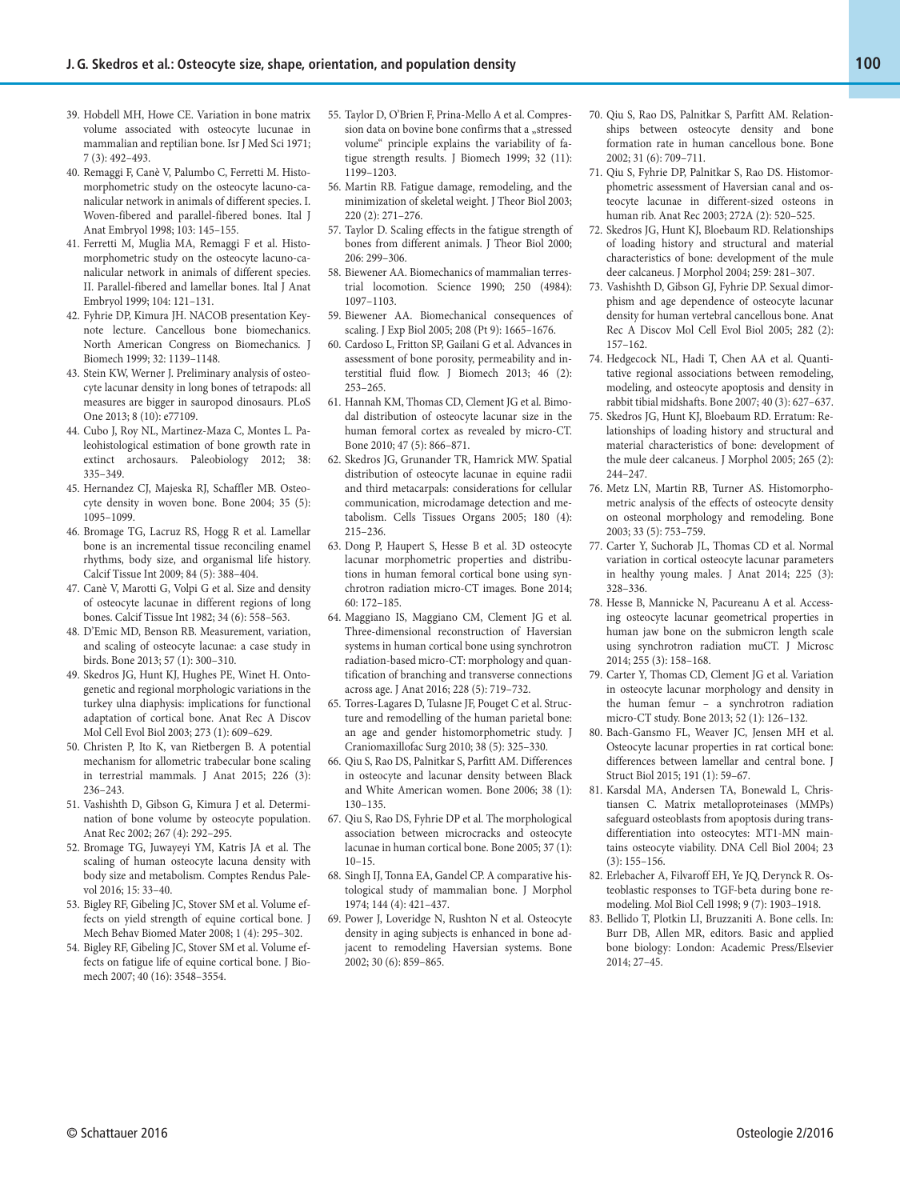39. Hobdell MH, Howe CE. Variation in bone matrix volume associated with osteocyte lucunae in mammalian and reptilian bone. Isr J Med Sci 1971; 7 (3): 492–493.
40. Remaggi F, Canè V, Palumbo C, Ferretti M. Histomorphometric study on the osteocyte lacuno-canalicular network in animals of different species. I. Woven-fibered and parallel-fibered bones. Ital J Anat Embryol 1998; 103: 145–155.
41. Ferretti M, Muglia MA, Remaggi F et al. Histomorphometric study on the osteocyte lacuno-canalicular network in animals of different species. II. Parallel-fibered and lamellar bones. Ital J Anat Embryol 1999; 104: 121–131.
42. Fyhrie DP, Kimura JH. NACOB presentation Keynote lecture. Cancellous bone biomechanics. North American Congress on Biomechanics. J Biomech 1999; 32: 1139–1148.
43. Stein KW, Werner J. Preliminary analysis of osteocyte lacunar density in long bones of tetrapods: all measures are bigger in sauropod dinosaurs. PLoS One 2013; 8 (10): e77109.
44. Cubo J, Roy NL, Martinez-Maza C, Montes L. Paleohistological estimation of bone growth rate in extinct archosaurs. Paleobiology 2012; 38: 335–349.
45. Hernandez CJ, Majeska RJ, Schaffler MB. Osteocyte density in woven bone. Bone 2004; 35 (5): 1095–1099.
46. Bromage TG, Lacruz RS, Hogg R et al. Lamellar bone is an incremental tissue reconciling enamel rhythms, body size, and organismal life history. Calcif Tissue Int 2009; 84 (5): 388–404.
47. Canè V, Marotti G, Volpi G et al. Size and density of osteocyte lacunae in different regions of long bones. Calcif Tissue Int 1982; 34 (6): 558–563.
48. D'Emic MD, Benson RB. Measurement, variation, and scaling of osteocyte lacunae: a case study in birds. Bone 2013; 57 (1): 300–310.
49. Skedros JG, Hunt KJ, Hughes PE, Winet H. Ontogenetic and regional morphologic variations in the turkey ulna diaphysis: implications for functional adaptation of cortical bone. Anat Rec A Discov Mol Cell Evol Biol 2003; 273 (1): 609–629.
50. Christen P, Ito K, van Rietbergen B. A potential mechanism for allometric trabecular bone scaling in terrestrial mammals. J Anat 2015; 226 (3): 236–243.
51. Vashishth D, Gibson G, Kimura J et al. Determination of bone volume by osteocyte population. Anat Rec 2002; 267 (4): 292–295.
52. Bromage TG, Juwayeyi YM, Katris JA et al. The scaling of human osteocyte lacuna density with body size and metabolism. Comptes Rendus Palevol 2016; 15: 33–40.
53. Bigley RF, Gibeling JC, Stover SM et al. Volume effects on yield strength of equine cortical bone. J Mech Behav Biomed Mater 2008; 1 (4): 295–302.
54. Bigley RF, Gibeling JC, Stover SM et al. Volume effects on fatigue life of equine cortical bone. J Biomech 2007; 40 (16): 3548–3554.
55. Taylor D, O'Brien F, Prina-Mello A et al. Compression data on bovine bone confirms that a „stressed volume" principle explains the variability of fatigue strength results. J Biomech 1999; 32 (11): 1199–1203.
56. Martin RB. Fatigue damage, remodeling, and the minimization of skeletal weight. J Theor Biol 2003; 220 (2): 271–276.
57. Taylor D. Scaling effects in the fatigue strength of bones from different animals. J Theor Biol 2000; 206: 299–306.
58. Biewener AA. Biomechanics of mammalian terrestrial locomotion. Science 1990; 250 (4984): 1097–1103.
59. Biewener AA. Biomechanical consequences of scaling. J Exp Biol 2005; 208 (Pt 9): 1665–1676.
60. Cardoso L, Fritton SP, Gailani G et al. Advances in assessment of bone porosity, permeability and interstitial fluid flow. J Biomech 2013; 46 (2): 253–265.
61. Hannah KM, Thomas CD, Clement JG et al. Bimodal distribution of osteocyte lacunar size in the human femoral cortex as revealed by micro-CT. Bone 2010; 47 (5): 866–871.
62. Skedros JG, Grunander TR, Hamrick MW. Spatial distribution of osteocyte lacunae in equine radii and third metacarpals: considerations for cellular communication, microdamage detection and metabolism. Cells Tissues Organs 2005; 180 (4): 215–236.
63. Dong P, Haupert S, Hesse B et al. 3D osteocyte lacunar morphometric properties and distributions in human femoral cortical bone using synchrotron radiation micro-CT images. Bone 2014; 60: 172–185.
64. Maggiano IS, Maggiano CM, Clement JG et al. Three-dimensional reconstruction of Haversian systems in human cortical bone using synchrotron radiation-based micro-CT: morphology and quantification of branching and transverse connections across age. J Anat 2016; 228 (5): 719–732.
65. Torres-Lagares D, Tulasne JF, Pouget C et al. Structure and remodelling of the human parietal bone: an age and gender histomorphometric study. J Craniomaxillofac Surg 2010; 38 (5): 325–330.
66. Qiu S, Rao DS, Palnitkar S, Parfitt AM. Differences in osteocyte and lacunar density between Black and White American women. Bone 2006; 38 (1): 130–135.
67. Qiu S, Rao DS, Fyhrie DP et al. The morphological association between microcracks and osteocyte lacunae in human cortical bone. Bone 2005; 37 (1): 10–15.
68. Singh IJ, Tonna EA, Gandel CP. A comparative histological study of mammalian bone. J Morphol 1974; 144 (4): 421–437.
69. Power J, Loveridge N, Rushton N et al. Osteocyte density in aging subjects is enhanced in bone adjacent to remodeling Haversian systems. Bone 2002; 30 (6): 859–865.
70. Qiu S, Rao DS, Palnitkar S, Parfitt AM. Relationships between osteocyte density and bone formation rate in human cancellous bone. Bone 2002; 31 (6): 709–711.
71. Qiu S, Fyhrie DP, Palnitkar S, Rao DS. Histomorphometric assessment of Haversian canal and osteocyte lacunae in different-sized osteons in human rib. Anat Rec 2003; 272A (2): 520–525.
72. Skedros JG, Hunt KJ, Bloebaum RD. Relationships of loading history and structural and material characteristics of bone: development of the mule deer calcaneus. J Morphol 2004; 259: 281–307.
73. Vashishth D, Gibson GJ, Fyhrie DP. Sexual dimorphism and age dependence of osteocyte lacunar density for human vertebral cancellous bone. Anat Rec A Discov Mol Cell Evol Biol 2005; 282 (2): 157–162.
74. Hedgecock NL, Hadi T, Chen AA et al. Quantitative regional associations between remodeling, modeling, and osteocyte apoptosis and density in rabbit tibial midshafts. Bone 2007; 40 (3): 627–637.
75. Skedros JG, Hunt KJ, Bloebaum RD. Erratum: Relationships of loading history and structural and material characteristics of bone: development of the mule deer calcaneus. J Morphol 2005; 265 (2): 244–247.
76. Metz LN, Martin RB, Turner AS. Histomorphometric analysis of the effects of osteocyte density on osteonal morphology and remodeling. Bone 2003; 33 (5): 753–759.
77. Carter Y, Suchorab JL, Thomas CD et al. Normal variation in cortical osteocyte lacunar parameters in healthy young males. J Anat 2014; 225 (3): 328–336.
78. Hesse B, Mannicke N, Pacureanu A et al. Accessing osteocyte lacunar geometrical properties in human jaw bone on the submicron length scale using synchrotron radiation muCT. J Microsc 2014; 255 (3): 158–168.
79. Carter Y, Thomas CD, Clement JG et al. Variation in osteocyte lacunar morphology and density in the human femur – a synchrotron radiation micro-CT study. Bone 2013; 52 (1): 126–132.
80. Bach-Gansmo FL, Weaver JC, Jensen MH et al. Osteocyte lacunar properties in rat cortical bone: differences between lamellar and central bone. J Struct Biol 2015; 191 (1): 59–67.
81. Karsdal MA, Andersen TA, Bonewald L, Christiansen C. Matrix metalloproteinases (MMPs) safeguard osteoblasts from apoptosis during transdifferentiation into osteocytes: MT1-MN maintains osteocyte viability. DNA Cell Biol 2004; 23 (3): 155–156.
82. Erlebacher A, Filvaroff EH, Ye JQ, Derynck R. Osteoblastic responses to TGF-beta during bone remodeling. Mol Biol Cell 1998; 9 (7): 1903–1918.
83. Bellido T, Plotkin LI, Bruzzaniti A. Bone cells. In: Burr DB, Allen MR, editors. Basic and applied bone biology: London: Academic Press/Elsevier 2014; 27–45.